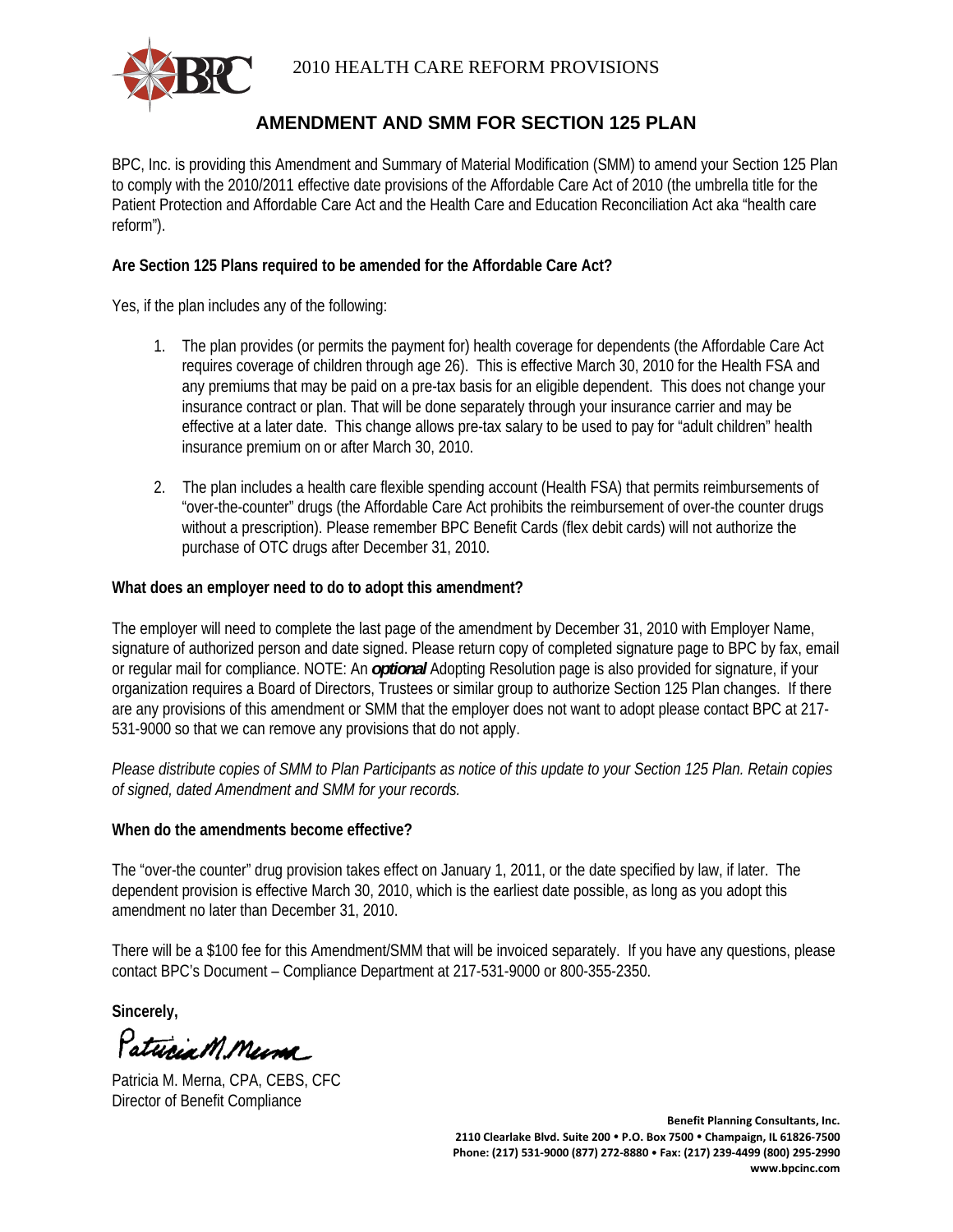2010 HEALTH CARE REFORM PROVISIONS

# AMENDMENT AND SMM FOR SECTION 125 PLAN

BPC, Inc. is providing this Amendment and Summary of Material Modification (SMM) to amend your Section 125 Plan to comply with the 2010/2011 effective date provisions of the Affordable Care Act of 2010 (the umbrella title for the Patient Protection and Affordable Care Act and the Health Care and Education Reconciliation Act aka "health care reform").

**Are Section 125 Plans required to be amended for the Affordable Care Act?**

Yes, if the plan includes any of the following:

1. The plan provides (or permits the payment for) health coverage for dependents (the Affordable Care Act requires coverage of children through age 26). This is effective March 30, 2010 for the Health FSA and any premiums that may be paid on a pre-tax basis for an eligible dependent. This does not change your insurance contract or plan. That will be done separately through your insurance carrier and may be effective at a later date. This change allows pre-tax salary to be used to pay for "adult children" health insurance premium on or after March 30, 2010.

2. The plan includes a health care flexible spending account (Health FSA) that permits reimbursements of "over-the-counter" drugs (the Affordable Care Act prohibits the reimbursement of over-the counter drugs without a prescription). Please remember BPC Benefit Cards (flex debit cards) will not authorize the purchase of OTC drugs after December 31, 2010.

**What does an employer need to do to adopt this amendment?**

The employer will need to complete the last page of the amendment by December 31, 2010 with Employer Name, signature of authorized person and date signed. Please return copy of completed signature page to BPC by fax, email or regular mail for compliance. NOTE: An ***optional*** Adopting Resolution page is also provided for signature, if your organization requires a Board of Directors, Trustees or similar group to authorize Section 125 Plan changes. If there are any provisions of this amendment or SMM that the employer does not want to adopt please contact BPC at 217-531-9000 so that we can remove any provisions that do not apply.

*Please distribute copies of SMM to Plan Participants as notice of this update to your Section 125 Plan. Retain copies of signed, dated Amendment and SMM for your records.*

**When do the amendments become effective?**

The "over-the counter" drug provision takes effect on January 1, 2011, or the date specified by law, if later. The dependent provision is effective March 30, 2010, which is the earliest date possible, as long as you adopt this amendment no later than December 31, 2010.

There will be a $100 fee for this Amendment/SMM that will be invoiced separately. If you have any questions, please contact BPC's Document – Compliance Department at 217-531-9000 or 800-355-2350.

**Sincerely,**

Patricia M. Merna

Patricia M. Merna, CPA, CEBS, CFC
Director of Benefit Compliance

**Benefit Planning Consultants, Inc.**
**2110 Clearlake Blvd. Suite 200 • P.O. Box 7500 • Champaign, IL 61826-7500**
**Phone: (217) 531-9000 (877) 272-8880 • Fax: (217) 239-4499 (800) 295-2990**
**www.bpcinc.com**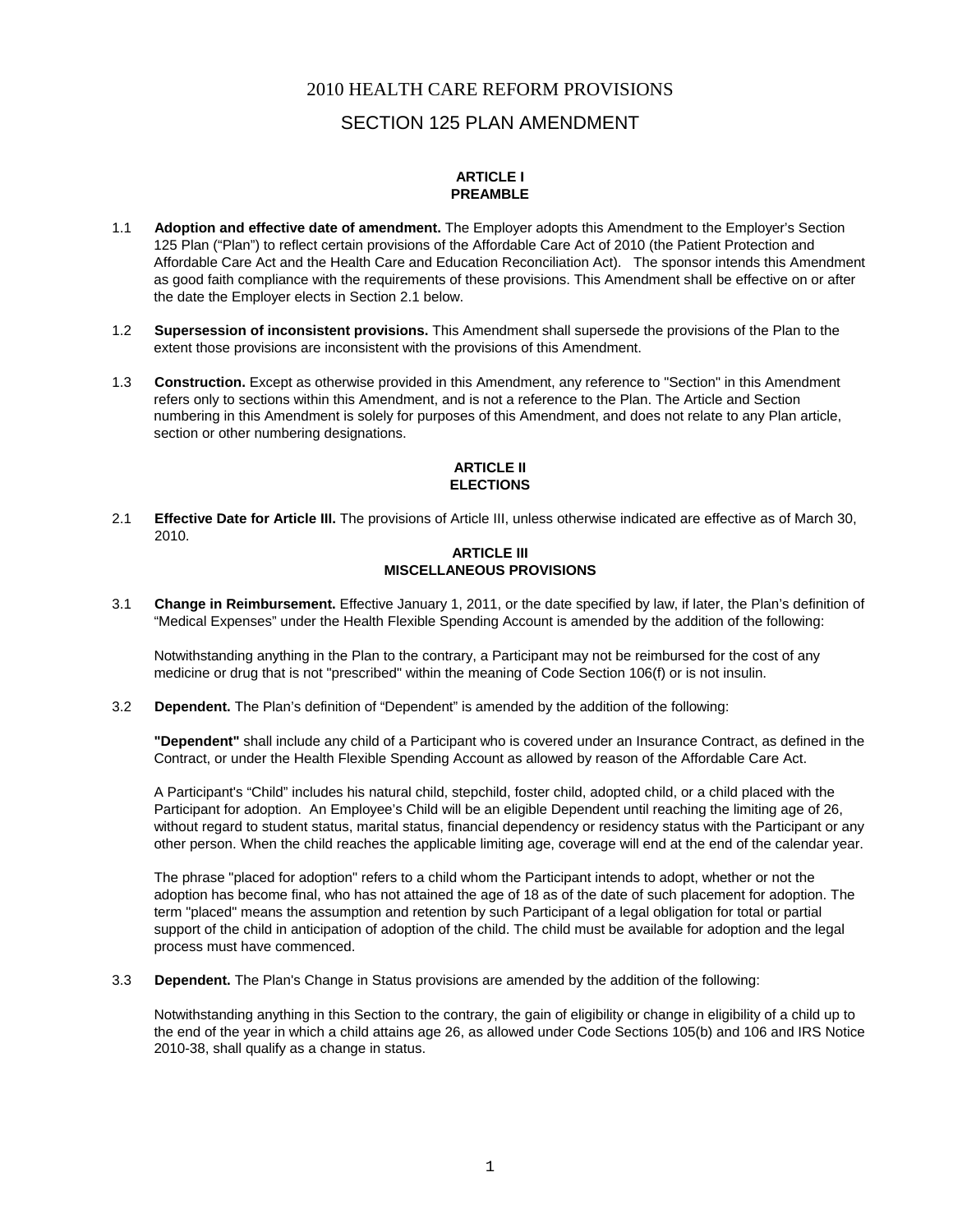# 2010 HEALTH CARE REFORM PROVISIONS

## SECTION 125 PLAN AMENDMENT

### ARTICLE I
### PREAMBLE

1.1 **Adoption and effective date of amendment.** The Employer adopts this Amendment to the Employer's Section 125 Plan ("Plan") to reflect certain provisions of the Affordable Care Act of 2010 (the Patient Protection and Affordable Care Act and the Health Care and Education Reconciliation Act). The sponsor intends this Amendment as good faith compliance with the requirements of these provisions. This Amendment shall be effective on or after the date the Employer elects in Section 2.1 below.

1.2 **Supersession of inconsistent provisions.** This Amendment shall supersede the provisions of the Plan to the extent those provisions are inconsistent with the provisions of this Amendment.

1.3 **Construction.** Except as otherwise provided in this Amendment, any reference to "Section" in this Amendment refers only to sections within this Amendment, and is not a reference to the Plan. The Article and Section numbering in this Amendment is solely for purposes of this Amendment, and does not relate to any Plan article, section or other numbering designations.

### ARTICLE II
### ELECTIONS

2.1 **Effective Date for Article III.** The provisions of Article III, unless otherwise indicated are effective as of March 30, 2010.

### ARTICLE III
### MISCELLANEOUS PROVISIONS

3.1 **Change in Reimbursement.** Effective January 1, 2011, or the date specified by law, if later, the Plan's definition of "Medical Expenses" under the Health Flexible Spending Account is amended by the addition of the following:

Notwithstanding anything in the Plan to the contrary, a Participant may not be reimbursed for the cost of any medicine or drug that is not "prescribed" within the meaning of Code Section 106(f) or is not insulin.

3.2 **Dependent.** The Plan's definition of "Dependent" is amended by the addition of the following:

**"Dependent"** shall include any child of a Participant who is covered under an Insurance Contract, as defined in the Contract, or under the Health Flexible Spending Account as allowed by reason of the Affordable Care Act.

A Participant's "Child" includes his natural child, stepchild, foster child, adopted child, or a child placed with the Participant for adoption. An Employee's Child will be an eligible Dependent until reaching the limiting age of 26, without regard to student status, marital status, financial dependency or residency status with the Participant or any other person. When the child reaches the applicable limiting age, coverage will end at the end of the calendar year.

The phrase "placed for adoption" refers to a child whom the Participant intends to adopt, whether or not the adoption has become final, who has not attained the age of 18 as of the date of such placement for adoption. The term "placed" means the assumption and retention by such Participant of a legal obligation for total or partial support of the child in anticipation of adoption of the child. The child must be available for adoption and the legal process must have commenced.

3.3 **Dependent.** The Plan's Change in Status provisions are amended by the addition of the following:

Notwithstanding anything in this Section to the contrary, the gain of eligibility or change in eligibility of a child up to the end of the year in which a child attains age 26, as allowed under Code Sections 105(b) and 106 and IRS Notice 2010-38, shall qualify as a change in status.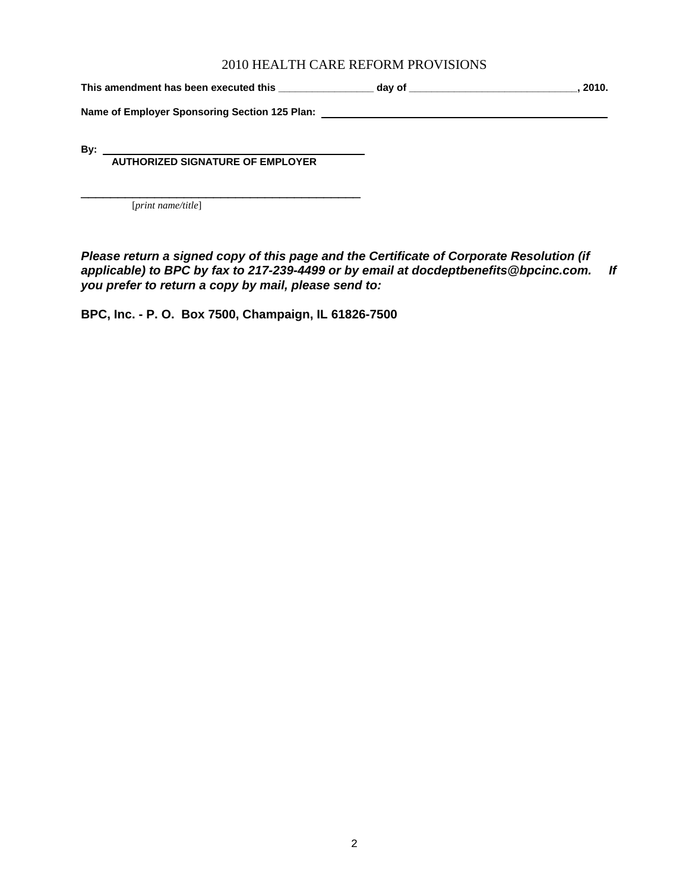# 2010 HEALTH CARE REFORM PROVISIONS

**This amendment has been executed this \_\_\_\_\_\_\_\_\_\_\_\_\_\_\_\_\_ day of \_\_\_\_\_\_\_\_\_\_\_\_\_\_\_\_\_\_\_\_\_\_\_\_\_\_\_\_\_\_, 2010.**

**Name of Employer Sponsoring Section 125 Plan:** \_\_\_\_\_\_\_\_\_\_\_\_\_\_\_\_\_\_\_\_\_\_\_\_\_\_\_\_\_\_\_\_\_\_\_\_\_\_\_\_\_\_\_\_\_\_\_\_

**By:** \_\_\_\_\_\_\_\_\_\_\_\_\_\_\_\_\_\_\_\_\_\_\_\_\_\_\_\_\_\_\_\_\_\_\_\_\_\_\_\_\_\_\_\_\_\_
**AUTHORIZED SIGNATURE OF EMPLOYER**

\_\_\_\_\_\_\_\_\_\_\_\_\_\_\_\_\_\_\_\_\_\_\_\_\_\_\_\_\_\_\_\_\_\_\_\_\_\_\_\_\_\_\_\_\_\_\_\_
[*print name/title*]

***Please return a signed copy of this page and the Certificate of Corporate Resolution (if applicable) to BPC by fax to 217-239-4499 or by email at docdeptbenefits@bpcinc.com. If you prefer to return a copy by mail, please send to:***

**BPC, Inc. - P. O. Box 7500, Champaign, IL 61826-7500**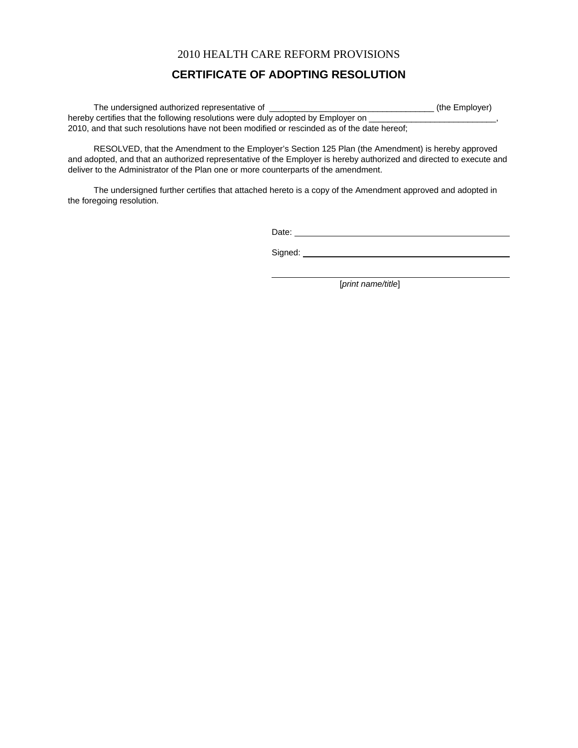# 2010 HEALTH CARE REFORM PROVISIONS

## CERTIFICATE OF ADOPTING RESOLUTION

The undersigned authorized representative of ___________________________________ (the Employer) hereby certifies that the following resolutions were duly adopted by Employer on ___________________________, 2010, and that such resolutions have not been modified or rescinded as of the date hereof;

RESOLVED, that the Amendment to the Employer's Section 125 Plan (the Amendment) is hereby approved and adopted, and that an authorized representative of the Employer is hereby authorized and directed to execute and deliver to the Administrator of the Plan one or more counterparts of the amendment.

The undersigned further certifies that attached hereto is a copy of the Amendment approved and adopted in the foregoing resolution.

Date: ______________________________________________

Signed: ____________________________________________

____________________________________________________

[*print name/title*]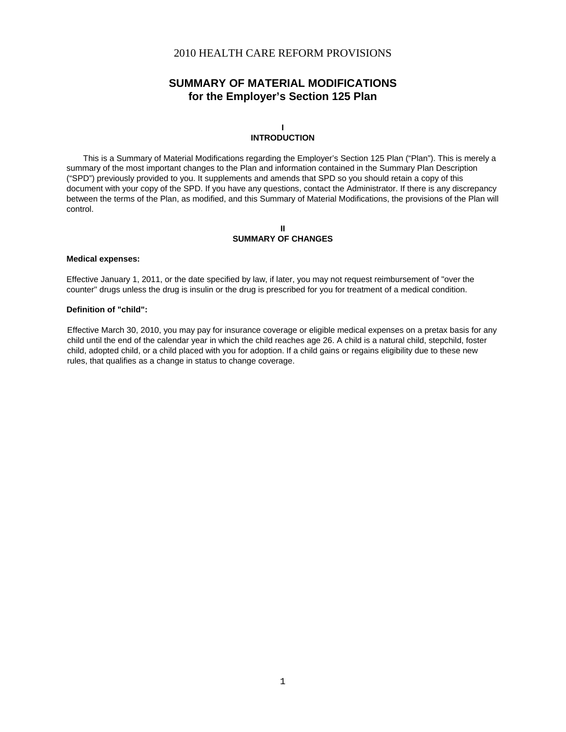2010 HEALTH CARE REFORM PROVISIONS

# SUMMARY OF MATERIAL MODIFICATIONS for the Employer's Section 125 Plan

## I INTRODUCTION

This is a Summary of Material Modifications regarding the Employer's Section 125 Plan ("Plan"). This is merely a summary of the most important changes to the Plan and information contained in the Summary Plan Description ("SPD") previously provided to you. It supplements and amends that SPD so you should retain a copy of this document with your copy of the SPD. If you have any questions, contact the Administrator. If there is any discrepancy between the terms of the Plan, as modified, and this Summary of Material Modifications, the provisions of the Plan will control.

## II SUMMARY OF CHANGES

**Medical expenses:**

Effective January 1, 2011, or the date specified by law, if later, you may not request reimbursement of "over the counter" drugs unless the drug is insulin or the drug is prescribed for you for treatment of a medical condition.

**Definition of "child":**

Effective March 30, 2010, you may pay for insurance coverage or eligible medical expenses on a pretax basis for any child until the end of the calendar year in which the child reaches age 26. A child is a natural child, stepchild, foster child, adopted child, or a child placed with you for adoption. If a child gains or regains eligibility due to these new rules, that qualifies as a change in status to change coverage.